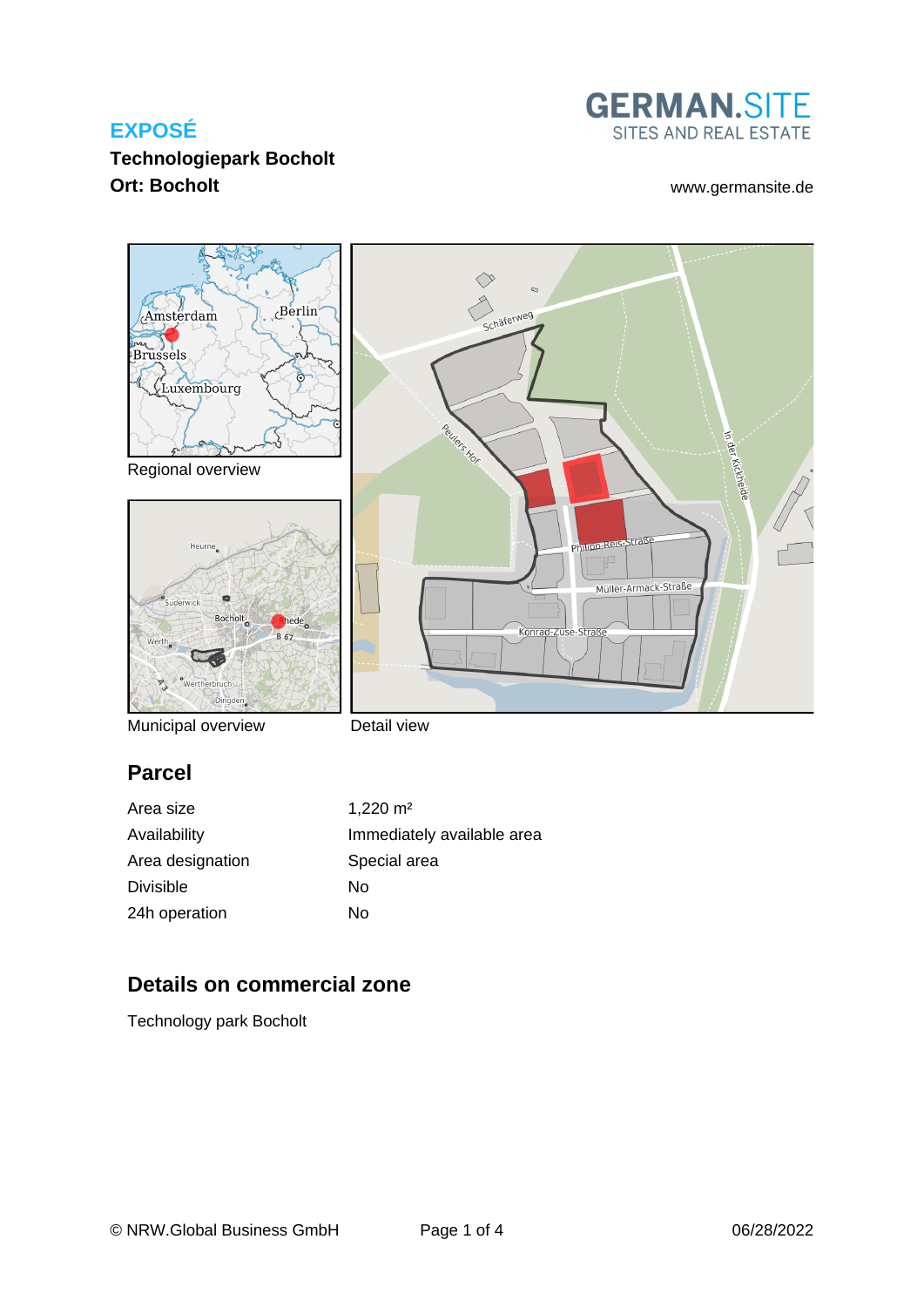EXPOSÉ

**Technologiepark Bocholt**

**Ort: Bocholt**

GERMAN.SITE
SITES AND REAL ESTATE

www.germansite.de

Regional overview

Municipal overview

Detail view

## Parcel

| | |
|---|---|
| Area size | 1,220 m² |
| Availability | Immediately available area |
| Area designation | Special area |
| Divisible | No |
| 24h operation | No |

## Details on commercial zone

Technology park Bocholt

© NRW.Global Business GmbH 06/28/2022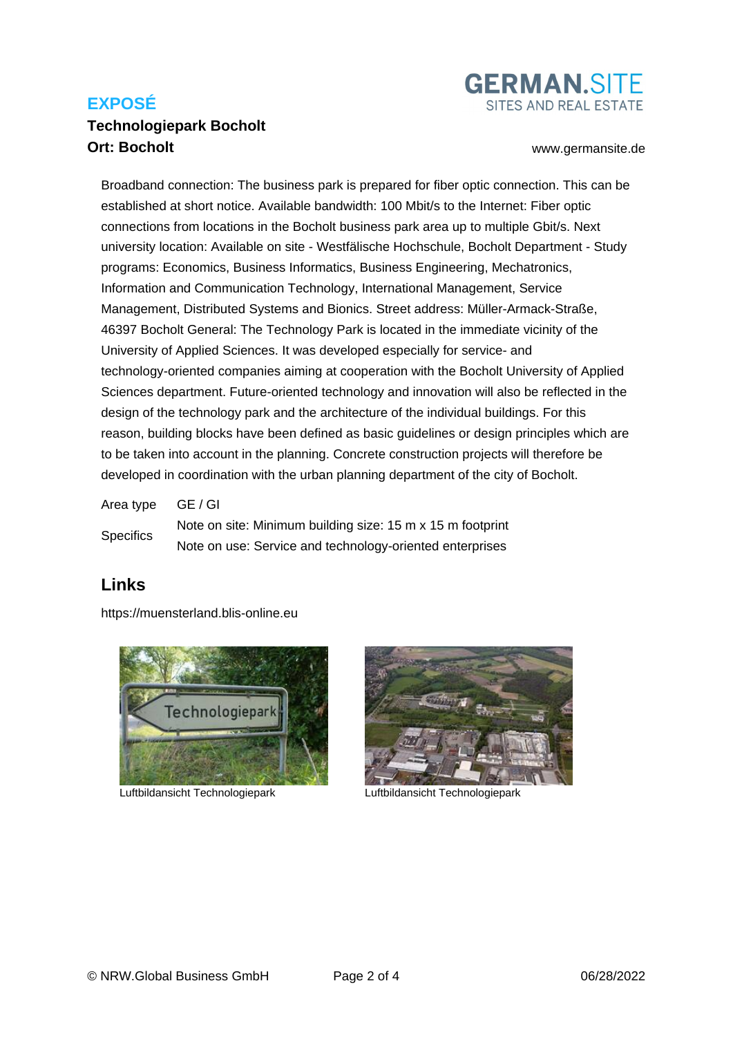**EXPOSÉ**

**Technologiepark Bocholt**

**Ort: Bocholt**

Broadband connection: The business park is prepared for fiber optic connection. This can be established at short notice. Available bandwidth: 100 Mbit/s to the Internet: Fiber optic connections from locations in the Bocholt business park area up to multiple Gbit/s. Next university location: Available on site - Westfälische Hochschule, Bocholt Department - Study programs: Economics, Business Informatics, Business Engineering, Mechatronics, Information and Communication Technology, International Management, Service Management, Distributed Systems and Bionics. Street address: Müller-Armack-Straße, 46397 Bocholt General: The Technology Park is located in the immediate vicinity of the University of Applied Sciences. It was developed especially for service- and technology-oriented companies aiming at cooperation with the Bocholt University of Applied Sciences department. Future-oriented technology and innovation will also be reflected in the design of the technology park and the architecture of the individual buildings. For this reason, building blocks have been defined as basic guidelines or design principles which are to be taken into account in the planning. Concrete construction projects will therefore be developed in coordination with the urban planning department of the city of Bocholt.

| | |
|---|---|
| Area type | GE / GI |
| Specifics | Note on site: Minimum building size: 15 m x 15 m footprint<br>Note on use: Service and technology-oriented enterprises |

## Links

https://muensterland.blis-online.eu

Luftbildansicht Technologiepark

Luftbildansicht Technologiepark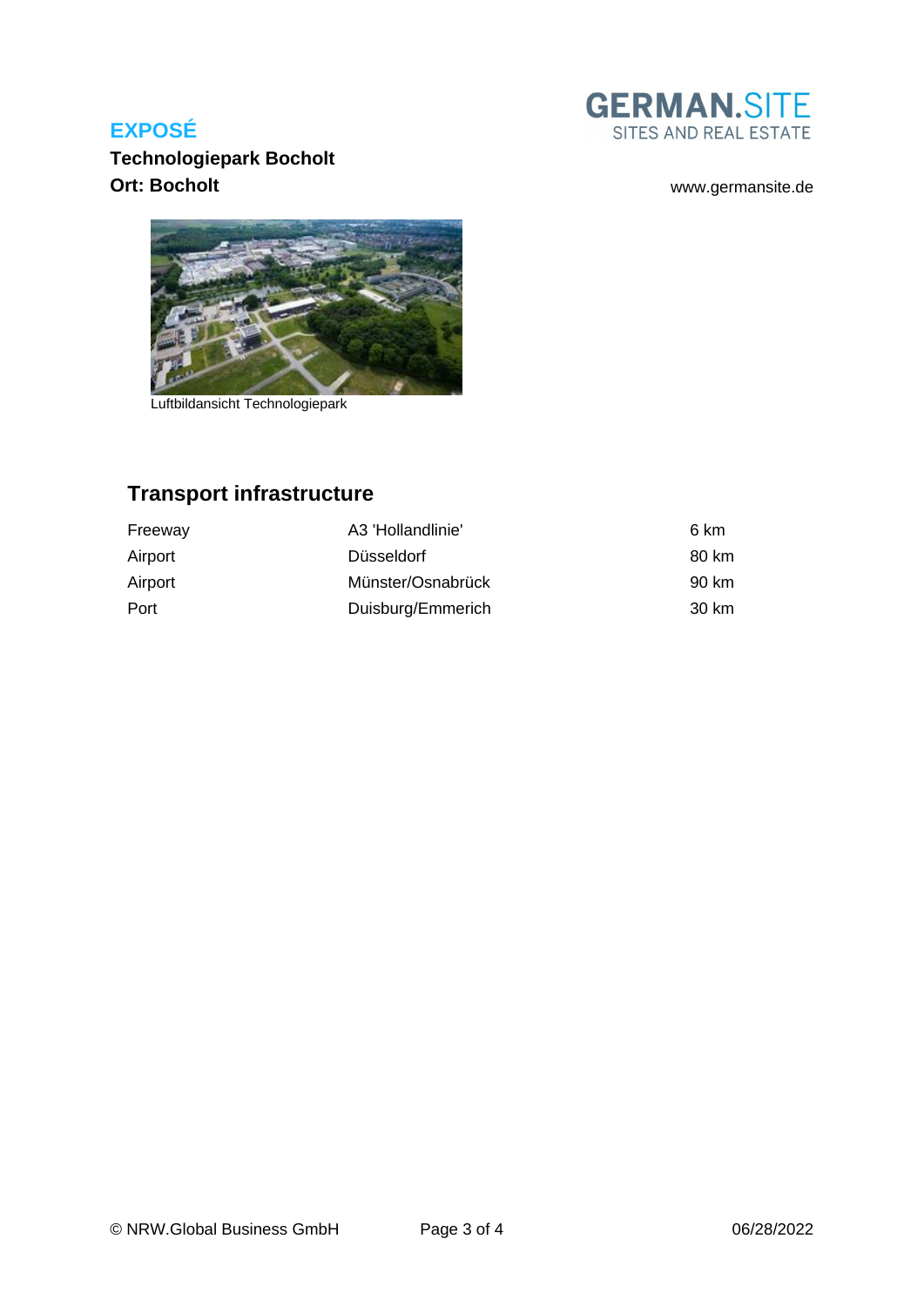**EXPOSÉ**

**Technologiepark Bocholt**

**Ort: Bocholt**

www.germansite.de

Luftbildansicht Technologiepark

## Transport infrastructure

| | | |
|---|---|---|
| Freeway | A3 'Hollandlinie' | 6 km |
| Airport | Düsseldorf | 80 km |
| Airport | Münster/Osnabrück | 90 km |
| Port | Duisburg/Emmerich | 30 km |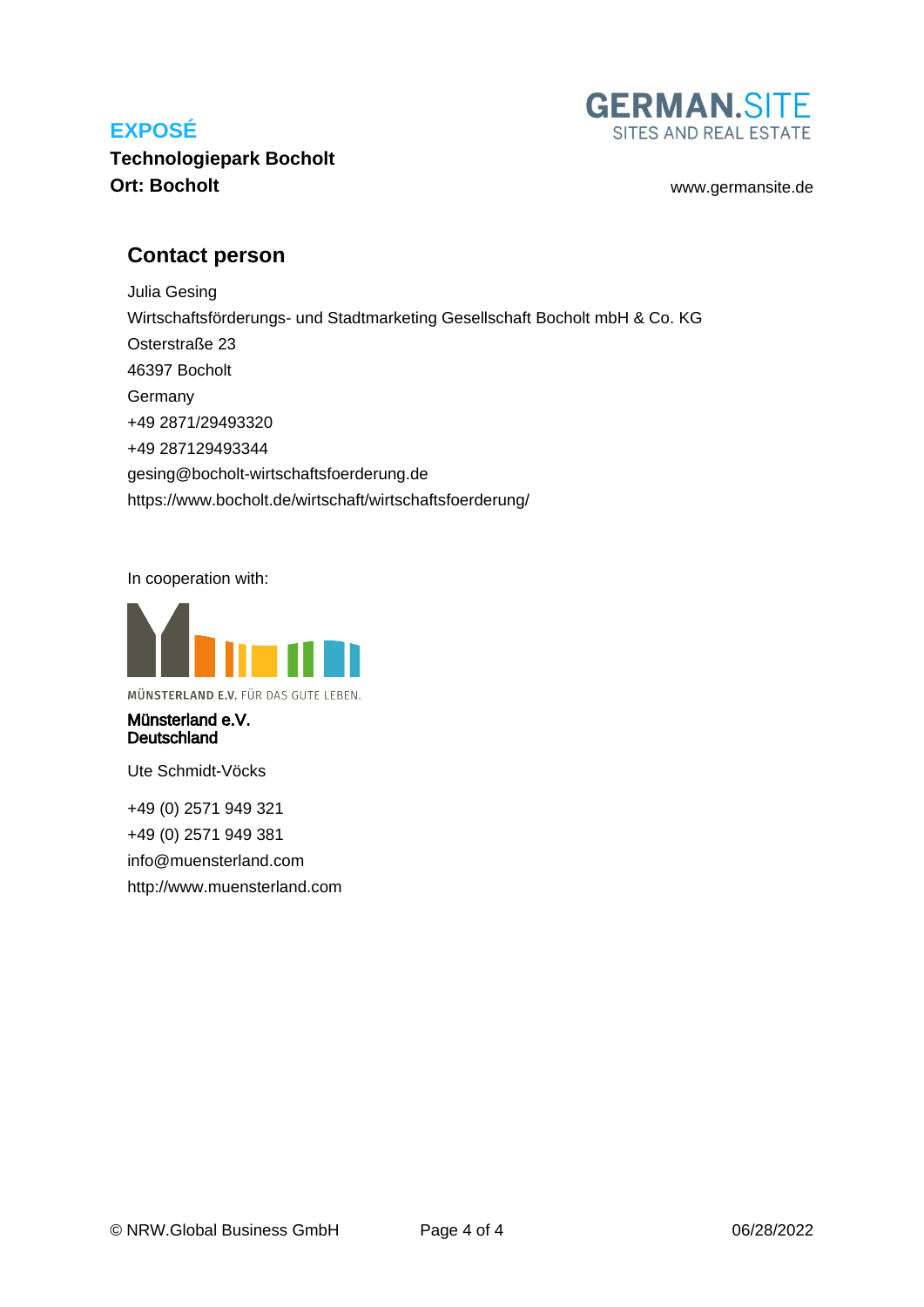## Contact person

Julia Gesing
Wirtschaftsförderungs- und Stadtmarketing Gesellschaft Bocholt mbH & Co. KG
Osterstraße 23
46397 Bocholt
Germany
+49 2871/29493320
+49 287129493344
gesing@bocholt-wirtschaftsfoerderung.de
https://www.bocholt.de/wirtschaft/wirtschaftsfoerderung/

In cooperation with:

MÜNSTERLAND E.V. FÜR DAS GUTE LEBEN.

**Münsterland e.V.**
**Deutschland**

Ute Schmidt-Vöcks

+49 (0) 2571 949 321
+49 (0) 2571 949 381
info@muensterland.com
http://www.muensterland.com